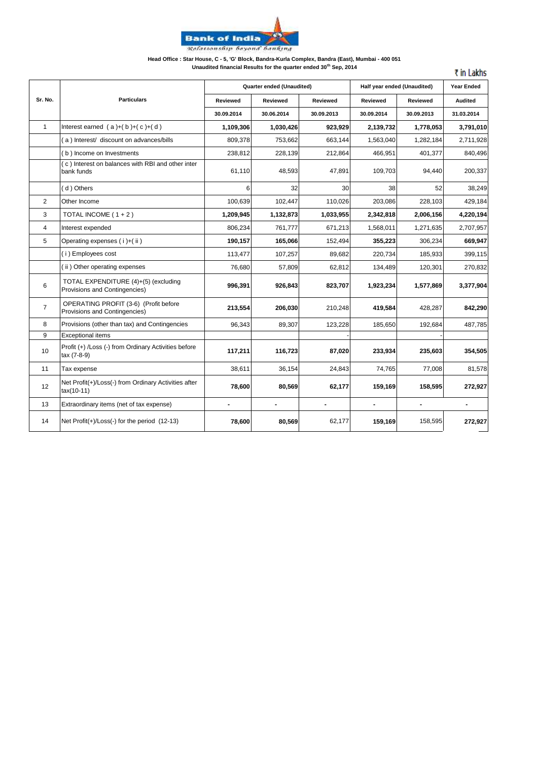# Bank of India

*Relationship Beyond Banking*

**Head Office : Star House, C - 5, 'G' Block, Bandra-Kurla Complex, Bandra (East), Mumbai - 400 051**

**Unaudited financial Results for the quarter ended 30th Sep, 2014**

₹ in Lakhs

| Sr. No. | Particulars | Quarter ended (Unaudited) | | | Half year ended (Unaudited) | | Year Ended |
|---|---|---|---|---|---|---|---|
| | | Reviewed | Reviewed | Reviewed | Reviewed | Reviewed | Audited |
| | | 30.09.2014 | 30.06.2014 | 30.09.2013 | 30.09.2014 | 30.09.2013 | 31.03.2014 |
| 1 | Interest earned ( a )+( b )+( c )+( d ) | **1,109,306** | **1,030,426** | **923,929** | **2,139,732** | **1,778,053** | **3,791,010** |
| | ( a ) Interest/ discount on advances/bills | 809,378 | 753,662 | 663,144 | 1,563,040 | 1,282,184 | 2,711,928 |
| | ( b ) Income on Investments | 238,812 | 228,139 | 212,864 | 466,951 | 401,377 | 840,496 |
| | ( c ) Interest on balances with RBI and other inter bank funds | 61,110 | 48,593 | 47,891 | 109,703 | 94,440 | 200,337 |
| | ( d ) Others | 6 | 32 | 30 | 38 | 52 | 38,249 |
| 2 | Other Income | 100,639 | 102,447 | 110,026 | 203,086 | 228,103 | 429,184 |
| 3 | TOTAL INCOME ( 1 + 2 ) | **1,209,945** | **1,132,873** | **1,033,955** | **2,342,818** | **2,006,156** | **4,220,194** |
| 4 | Interest expended | 806,234 | 761,777 | 671,213 | 1,568,011 | 1,271,635 | 2,707,957 |
| 5 | Operating expenses ( i )+( ii ) | **190,157** | **165,066** | **152,494** | **355,223** | 306,234 | **669,947** |
| | ( i ) Employees cost | 113,477 | 107,257 | 89,682 | 220,734 | 185,933 | 399,115 |
| | ( ii ) Other operating expenses | 76,680 | 57,809 | 62,812 | 134,489 | 120,301 | 270,832 |
| 6 | TOTAL EXPENDITURE (4)+(5) (excluding Provisions and Contingencies) | **996,391** | **926,843** | **823,707** | **1,923,234** | **1,577,869** | **3,377,904** |
| 7 | OPERATING PROFIT (3-6) (Profit before Provisions and Contingencies) | **213,554** | **206,030** | 210,248 | **419,584** | 428,287 | **842,290** |
| 8 | Provisions (other than tax) and Contingencies | 96,343 | 89,307 | 123,228 | 185,650 | 192,684 | 487,785 |
| 9 | Exceptional items | | | - | | | - |
| 10 | Profit (+) /Loss (-) from Ordinary Activities before tax (7-8-9) | **117,211** | **116,723** | **87,020** | **233,934** | **235,603** | **354,505** |
| 11 | Tax expense | 38,611 | 36,154 | 24,843 | 74,765 | 77,008 | 81,578 |
| 12 | Net Profit(+)/Loss(-) from Ordinary Activities after tax(10-11) | **78,600** | **80,569** | **62,177** | **159,169** | **158,595** | **272,927** |
| 13 | Extraordinary items (net of tax expense) | - | - | - | - | - | - |
| 14 | Net Profit(+)/Loss(-) for the period (12-13) | **78,600** | **80,569** | 62,177 | **159,169** | 158,595 | **272,927** |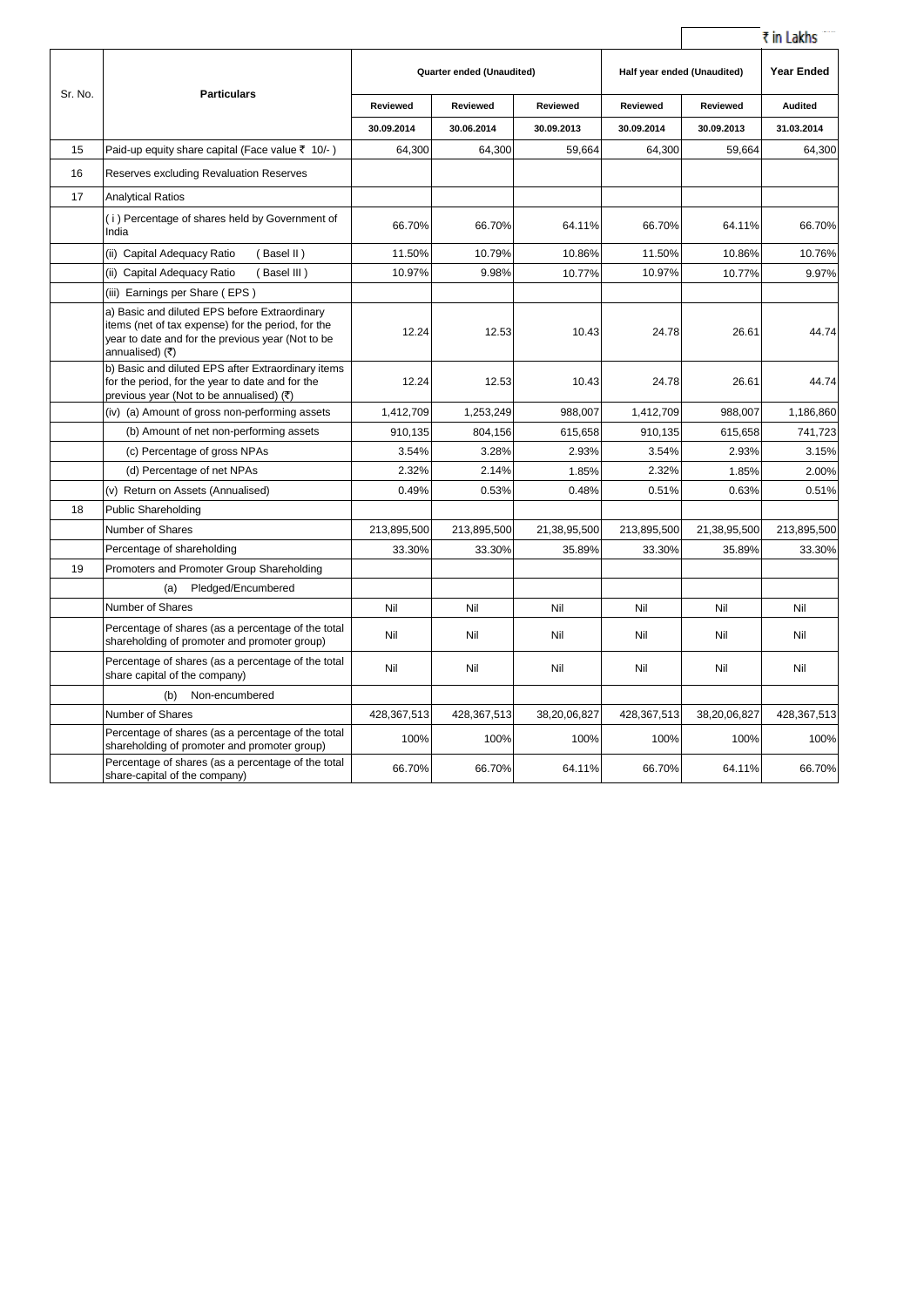₹ in Lakhs

| Sr. No. | Particulars | Quarter ended (Unaudited) | | | Half year ended (Unaudited) | | Year Ended |
|---|---|---|---|---|---|---|---|
| | | Reviewed | Reviewed | Reviewed | Reviewed | Reviewed | Audited |
| | | 30.09.2014 | 30.06.2014 | 30.09.2013 | 30.09.2014 | 30.09.2013 | 31.03.2014 |
| 15 | Paid-up equity share capital (Face value ₹ 10/- ) | 64,300 | 64,300 | 59,664 | 64,300 | 59,664 | 64,300 |
| 16 | Reserves excluding Revaluation Reserves | | | | | | |
| 17 | Analytical Ratios | | | | | | |
| | ( i ) Percentage of shares held by Government of India | 66.70% | 66.70% | 64.11% | 66.70% | 64.11% | 66.70% |
| | (ii) Capital Adequacy Ratio ( Basel II ) | 11.50% | 10.79% | 10.86% | 11.50% | 10.86% | 10.76% |
| | (ii) Capital Adequacy Ratio ( Basel III ) | 10.97% | 9.98% | 10.77% | 10.97% | 10.77% | 9.97% |
| | (iii) Earnings per Share ( EPS ) | | | | | | |
| | a) Basic and diluted EPS before Extraordinary items (net of tax expense) for the period, for the year to date and for the previous year (Not to be annualised) (₹) | 12.24 | 12.53 | 10.43 | 24.78 | 26.61 | 44.74 |
| | b) Basic and diluted EPS after Extraordinary items for the period, for the year to date and for the previous year (Not to be annualised) (₹) | 12.24 | 12.53 | 10.43 | 24.78 | 26.61 | 44.74 |
| | (iv) (a) Amount of gross non-performing assets | 1,412,709 | 1,253,249 | 988,007 | 1,412,709 | 988,007 | 1,186,860 |
| | (b) Amount of net non-performing assets | 910,135 | 804,156 | 615,658 | 910,135 | 615,658 | 741,723 |
| | (c) Percentage of gross NPAs | 3.54% | 3.28% | 2.93% | 3.54% | 2.93% | 3.15% |
| | (d) Percentage of net NPAs | 2.32% | 2.14% | 1.85% | 2.32% | 1.85% | 2.00% |
| | (v) Return on Assets (Annualised) | 0.49% | 0.53% | 0.48% | 0.51% | 0.63% | 0.51% |
| 18 | Public Shareholding | | | | | | |
| | Number of Shares | 213,895,500 | 213,895,500 | 21,38,95,500 | 213,895,500 | 21,38,95,500 | 213,895,500 |
| | Percentage of shareholding | 33.30% | 33.30% | 35.89% | 33.30% | 35.89% | 33.30% |
| 19 | Promoters and Promoter Group Shareholding | | | | | | |
| | (a) Pledged/Encumbered | | | | | | |
| | Number of Shares | Nil | Nil | Nil | Nil | Nil | Nil |
| | Percentage of shares (as a percentage of the total shareholding of promoter and promoter group) | Nil | Nil | Nil | Nil | Nil | Nil |
| | Percentage of shares (as a percentage of the total share capital of the company) | Nil | Nil | Nil | Nil | Nil | Nil |
| | (b) Non-encumbered | | | | | | |
| | Number of Shares | 428,367,513 | 428,367,513 | 38,20,06,827 | 428,367,513 | 38,20,06,827 | 428,367,513 |
| | Percentage of shares (as a percentage of the total shareholding of promoter and promoter group) | 100% | 100% | 100% | 100% | 100% | 100% |
| | Percentage of shares (as a percentage of the total share-capital of the company) | 66.70% | 66.70% | 64.11% | 66.70% | 64.11% | 66.70% |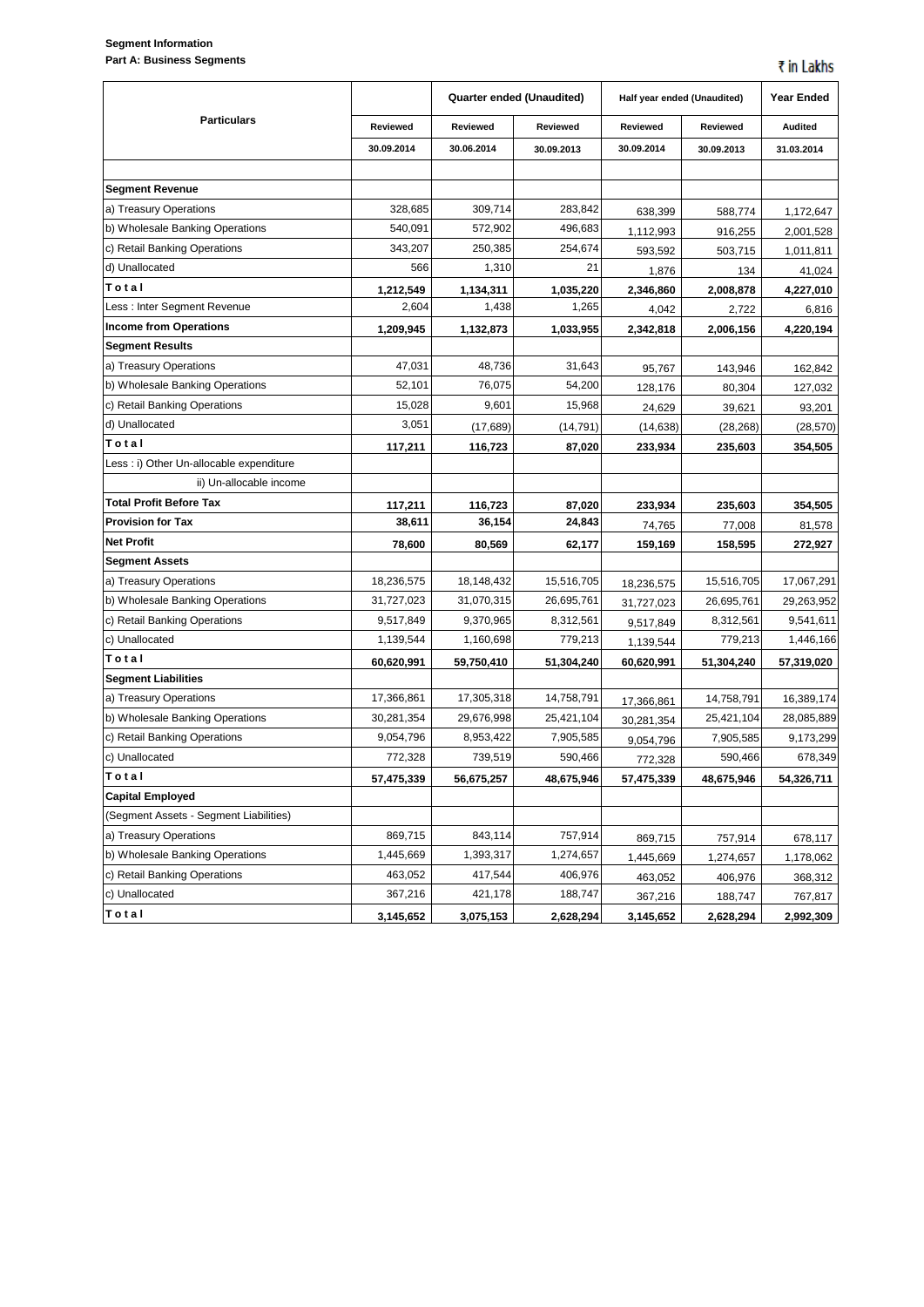**Segment Information**

**Part A: Business Segments**

₹ in Lakhs

| Particulars | Quarter ended (Unaudited) | | | Half year ended (Unaudited) | | Year Ended |
|---|---|---|---|---|---|---|
| | Reviewed | Reviewed | Reviewed | Reviewed | Reviewed | Audited |
| | 30.09.2014 | 30.06.2014 | 30.09.2013 | 30.09.2014 | 30.09.2013 | 31.03.2014 |
| | | | | | | |
| **Segment Revenue** | | | | | | |
| a) Treasury Operations | 328,685 | 309,714 | 283,842 | 638,399 | 588,774 | 1,172,647 |
| b) Wholesale Banking Operations | 540,091 | 572,902 | 496,683 | 1,112,993 | 916,255 | 2,001,528 |
| c) Retail Banking Operations | 343,207 | 250,385 | 254,674 | 593,592 | 503,715 | 1,011,811 |
| d) Unallocated | 566 | 1,310 | 21 | 1,876 | 134 | 41,024 |
| **Total** | **1,212,549** | **1,134,311** | **1,035,220** | **2,346,860** | **2,008,878** | **4,227,010** |
| Less : Inter Segment Revenue | 2,604 | 1,438 | 1,265 | 4,042 | 2,722 | 6,816 |
| **Income from Operations** | **1,209,945** | **1,132,873** | **1,033,955** | **2,342,818** | **2,006,156** | **4,220,194** |
| **Segment Results** | | | | | | |
| a) Treasury Operations | 47,031 | 48,736 | 31,643 | 95,767 | 143,946 | 162,842 |
| b) Wholesale Banking Operations | 52,101 | 76,075 | 54,200 | 128,176 | 80,304 | 127,032 |
| c) Retail Banking Operations | 15,028 | 9,601 | 15,968 | 24,629 | 39,621 | 93,201 |
| d) Unallocated | 3,051 | (17,689) | (14,791) | (14,638) | (28,268) | (28,570) |
| **Total** | **117,211** | **116,723** | **87,020** | **233,934** | **235,603** | **354,505** |
| Less : i) Other Un-allocable expenditure | | | | | | |
| ii) Un-allocable income | | | | | | |
| **Total Profit Before Tax** | **117,211** | **116,723** | **87,020** | **233,934** | **235,603** | **354,505** |
| **Provision for Tax** | **38,611** | **36,154** | **24,843** | 74,765 | 77,008 | 81,578 |
| **Net Profit** | **78,600** | **80,569** | **62,177** | **159,169** | **158,595** | **272,927** |
| **Segment Assets** | | | | | | |
| a) Treasury Operations | 18,236,575 | 18,148,432 | 15,516,705 | 18,236,575 | 15,516,705 | 17,067,291 |
| b) Wholesale Banking Operations | 31,727,023 | 31,070,315 | 26,695,761 | 31,727,023 | 26,695,761 | 29,263,952 |
| c) Retail Banking Operations | 9,517,849 | 9,370,965 | 8,312,561 | 9,517,849 | 8,312,561 | 9,541,611 |
| c) Unallocated | 1,139,544 | 1,160,698 | 779,213 | 1,139,544 | 779,213 | 1,446,166 |
| **Total** | **60,620,991** | **59,750,410** | **51,304,240** | **60,620,991** | **51,304,240** | **57,319,020** |
| **Segment Liabilities** | | | | | | |
| a) Treasury Operations | 17,366,861 | 17,305,318 | 14,758,791 | 17,366,861 | 14,758,791 | 16,389,174 |
| b) Wholesale Banking Operations | 30,281,354 | 29,676,998 | 25,421,104 | 30,281,354 | 25,421,104 | 28,085,889 |
| c) Retail Banking Operations | 9,054,796 | 8,953,422 | 7,905,585 | 9,054,796 | 7,905,585 | 9,173,299 |
| c) Unallocated | 772,328 | 739,519 | 590,466 | 772,328 | 590,466 | 678,349 |
| **Total** | **57,475,339** | **56,675,257** | **48,675,946** | **57,475,339** | **48,675,946** | **54,326,711** |
| **Capital Employed** | | | | | | |
| (Segment Assets - Segment Liabilities) | | | | | | |
| a) Treasury Operations | 869,715 | 843,114 | 757,914 | 869,715 | 757,914 | 678,117 |
| b) Wholesale Banking Operations | 1,445,669 | 1,393,317 | 1,274,657 | 1,445,669 | 1,274,657 | 1,178,062 |
| c) Retail Banking Operations | 463,052 | 417,544 | 406,976 | 463,052 | 406,976 | 368,312 |
| c) Unallocated | 367,216 | 421,178 | 188,747 | 367,216 | 188,747 | 767,817 |
| **Total** | **3,145,652** | **3,075,153** | **2,628,294** | **3,145,652** | **2,628,294** | **2,992,309** |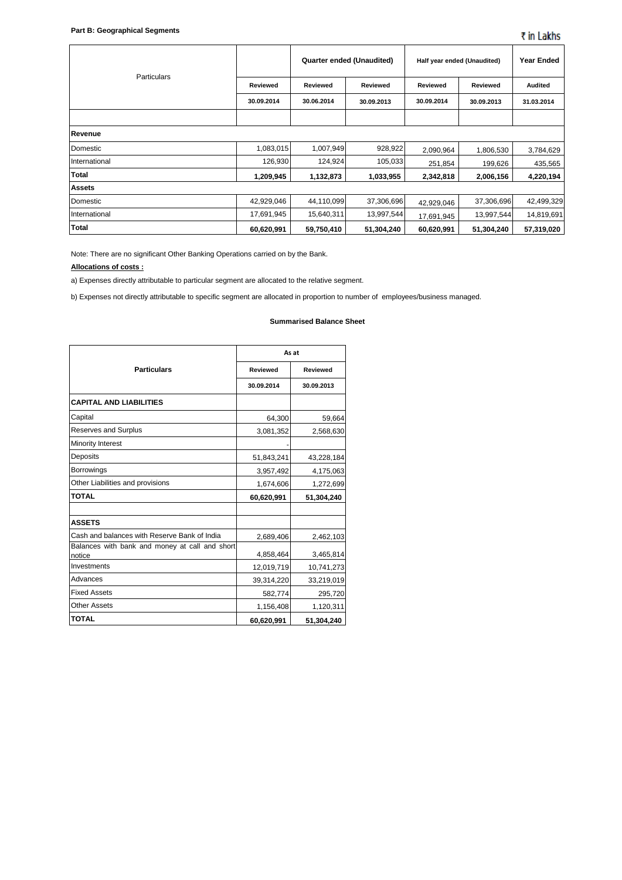**Part B: Geographical Segments**

₹ in Lakhs

| Particulars | | Quarter ended (Unaudited) | | Half year ended (Unaudited) | | Year Ended |
|---|---|---|---|---|---|---|
| | Reviewed | Reviewed | Reviewed | Reviewed | Reviewed | Audited |
| | 30.09.2014 | 30.06.2014 | 30.09.2013 | 30.09.2014 | 30.09.2013 | 31.03.2014 |
| **Revenue** | | | | | | |
| Domestic | 1,083,015 | 1,007,949 | 928,922 | 2,090,964 | 1,806,530 | 3,784,629 |
| International | 126,930 | 124,924 | 105,033 | 251,854 | 199,626 | 435,565 |
| **Total** | **1,209,945** | **1,132,873** | **1,033,955** | **2,342,818** | **2,006,156** | **4,220,194** |
| **Assets** | | | | | | |
| Domestic | 42,929,046 | 44,110,099 | 37,306,696 | 42,929,046 | 37,306,696 | 42,499,329 |
| International | 17,691,945 | 15,640,311 | 13,997,544 | 17,691,945 | 13,997,544 | 14,819,691 |
| **Total** | **60,620,991** | **59,750,410** | **51,304,240** | **60,620,991** | **51,304,240** | **57,319,020** |

Note: There are no significant Other Banking Operations carried on by the Bank.

**Allocations of costs :**

a) Expenses directly attributable to particular segment are allocated to the relative segment.

b) Expenses not directly attributable to specific segment are allocated in proportion to number of employees/business managed.

**Summarised Balance Sheet**

| Particulars | As at | |
|---|---|---|
| | Reviewed | Reviewed |
| | 30.09.2014 | 30.09.2013 |
| **CAPITAL AND LIABILITIES** | | |
| Capital | 64,300 | 59,664 |
| Reserves and Surplus | 3,081,352 | 2,568,630 |
| Minority Interest | - | |
| Deposits | 51,843,241 | 43,228,184 |
| Borrowings | 3,957,492 | 4,175,063 |
| Other Liabilities and provisions | 1,674,606 | 1,272,699 |
| **TOTAL** | **60,620,991** | **51,304,240** |
| **ASSETS** | | |
| Cash and balances with Reserve Bank of India | 2,689,406 | 2,462,103 |
| Balances with bank and money at call and short notice | 4,858,464 | 3,465,814 |
| Investments | 12,019,719 | 10,741,273 |
| Advances | 39,314,220 | 33,219,019 |
| Fixed Assets | 582,774 | 295,720 |
| Other Assets | 1,156,408 | 1,120,311 |
| **TOTAL** | **60,620,991** | **51,304,240** |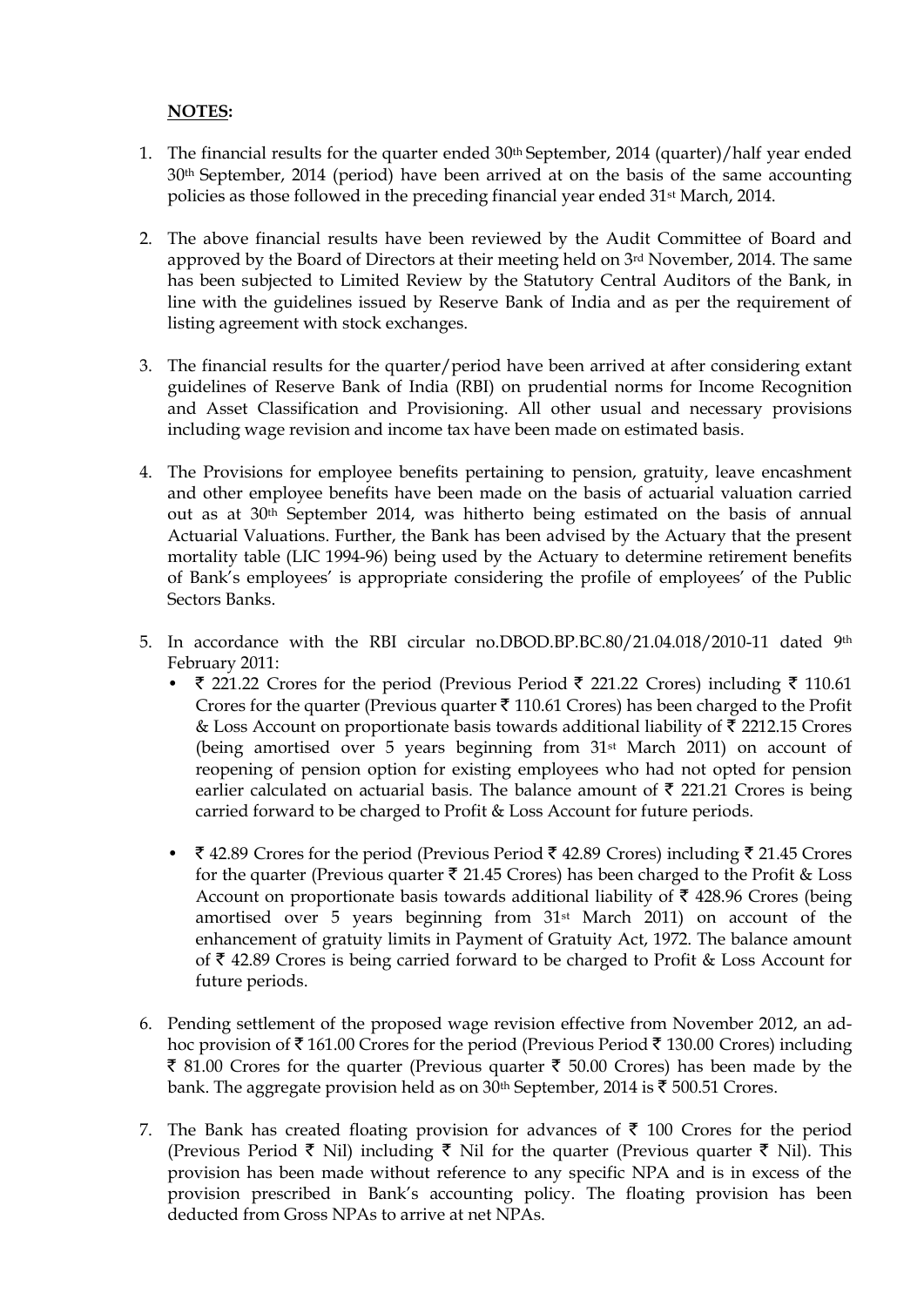**NOTES:**

1. The financial results for the quarter ended 30th September, 2014 (quarter)/half year ended 30th September, 2014 (period) have been arrived at on the basis of the same accounting policies as those followed in the preceding financial year ended 31st March, 2014.

2. The above financial results have been reviewed by the Audit Committee of Board and approved by the Board of Directors at their meeting held on 3rd November, 2014. The same has been subjected to Limited Review by the Statutory Central Auditors of the Bank, in line with the guidelines issued by Reserve Bank of India and as per the requirement of listing agreement with stock exchanges.

3. The financial results for the quarter/period have been arrived at after considering extant guidelines of Reserve Bank of India (RBI) on prudential norms for Income Recognition and Asset Classification and Provisioning. All other usual and necessary provisions including wage revision and income tax have been made on estimated basis.

4. The Provisions for employee benefits pertaining to pension, gratuity, leave encashment and other employee benefits have been made on the basis of actuarial valuation carried out as at 30th September 2014, was hitherto being estimated on the basis of annual Actuarial Valuations. Further, the Bank has been advised by the Actuary that the present mortality table (LIC 1994-96) being used by the Actuary to determine retirement benefits of Bank's employees' is appropriate considering the profile of employees' of the Public Sectors Banks.

5. In accordance with the RBI circular no.DBOD.BP.BC.80/21.04.018/2010-11 dated 9th February 2011:
   - ₹ 221.22 Crores for the period (Previous Period ₹ 221.22 Crores) including ₹ 110.61 Crores for the quarter (Previous quarter ₹ 110.61 Crores) has been charged to the Profit & Loss Account on proportionate basis towards additional liability of ₹ 2212.15 Crores (being amortised over 5 years beginning from 31st March 2011) on account of reopening of pension option for existing employees who had not opted for pension earlier calculated on actuarial basis. The balance amount of ₹ 221.21 Crores is being carried forward to be charged to Profit & Loss Account for future periods.

   - ₹ 42.89 Crores for the period (Previous Period ₹ 42.89 Crores) including ₹ 21.45 Crores for the quarter (Previous quarter ₹ 21.45 Crores) has been charged to the Profit & Loss Account on proportionate basis towards additional liability of ₹ 428.96 Crores (being amortised over 5 years beginning from 31st March 2011) on account of the enhancement of gratuity limits in Payment of Gratuity Act, 1972. The balance amount of ₹ 42.89 Crores is being carried forward to be charged to Profit & Loss Account for future periods.

6. Pending settlement of the proposed wage revision effective from November 2012, an ad-hoc provision of ₹ 161.00 Crores for the period (Previous Period ₹ 130.00 Crores) including ₹ 81.00 Crores for the quarter (Previous quarter ₹ 50.00 Crores) has been made by the bank. The aggregate provision held as on 30th September, 2014 is ₹ 500.51 Crores.

7. The Bank has created floating provision for advances of ₹ 100 Crores for the period (Previous Period ₹ Nil) including ₹ Nil for the quarter (Previous quarter ₹ Nil). This provision has been made without reference to any specific NPA and is in excess of the provision prescribed in Bank's accounting policy. The floating provision has been deducted from Gross NPAs to arrive at net NPAs.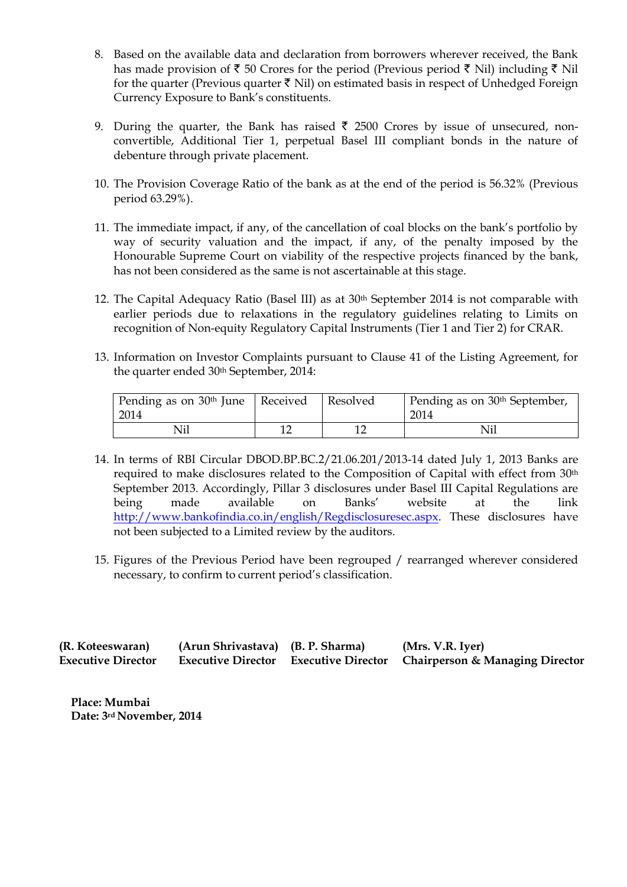8. Based on the available data and declaration from borrowers wherever received, the Bank has made provision of ₹ 50 Crores for the period (Previous period ₹ Nil) including ₹ Nil for the quarter (Previous quarter ₹ Nil) on estimated basis in respect of Unhedged Foreign Currency Exposure to Bank's constituents.

9. During the quarter, the Bank has raised ₹ 2500 Crores by issue of unsecured, non-convertible, Additional Tier 1, perpetual Basel III compliant bonds in the nature of debenture through private placement.

10. The Provision Coverage Ratio of the bank as at the end of the period is 56.32% (Previous period 63.29%).

11. The immediate impact, if any, of the cancellation of coal blocks on the bank's portfolio by way of security valuation and the impact, if any, of the penalty imposed by the Honourable Supreme Court on viability of the respective projects financed by the bank, has not been considered as the same is not ascertainable at this stage.

12. The Capital Adequacy Ratio (Basel III) as at 30th September 2014 is not comparable with earlier periods due to relaxations in the regulatory guidelines relating to Limits on recognition of Non-equity Regulatory Capital Instruments (Tier 1 and Tier 2) for CRAR.

13. Information on Investor Complaints pursuant to Clause 41 of the Listing Agreement, for the quarter ended 30th September, 2014:

| Pending as on 30th June 2014 | Received | Resolved | Pending as on 30th September, 2014 |
|---|---|---|---|
| Nil | 12 | 12 | Nil |

14. In terms of RBI Circular DBOD.BP.BC.2/21.06.201/2013-14 dated July 1, 2013 Banks are required to make disclosures related to the Composition of Capital with effect from 30th September 2013. Accordingly, Pillar 3 disclosures under Basel III Capital Regulations are being made available on Banks' website at the link http://www.bankofindia.co.in/english/Regdisclosuresec.aspx. These disclosures have not been subjected to a Limited review by the auditors.

15. Figures of the Previous Period have been regrouped / rearranged wherever considered necessary, to confirm to current period's classification.

| | | | |
|---|---|---|---|
| **(R. Koteeswaran)** | **(Arun Shrivastava)** | **(B. P. Sharma)** | **(Mrs. V.R. Iyer)** |
| **Executive Director** | **Executive Director** | **Executive Director** | **Chairperson & Managing Director** |

**Place: Mumbai**
**Date: 3rd November, 2014**